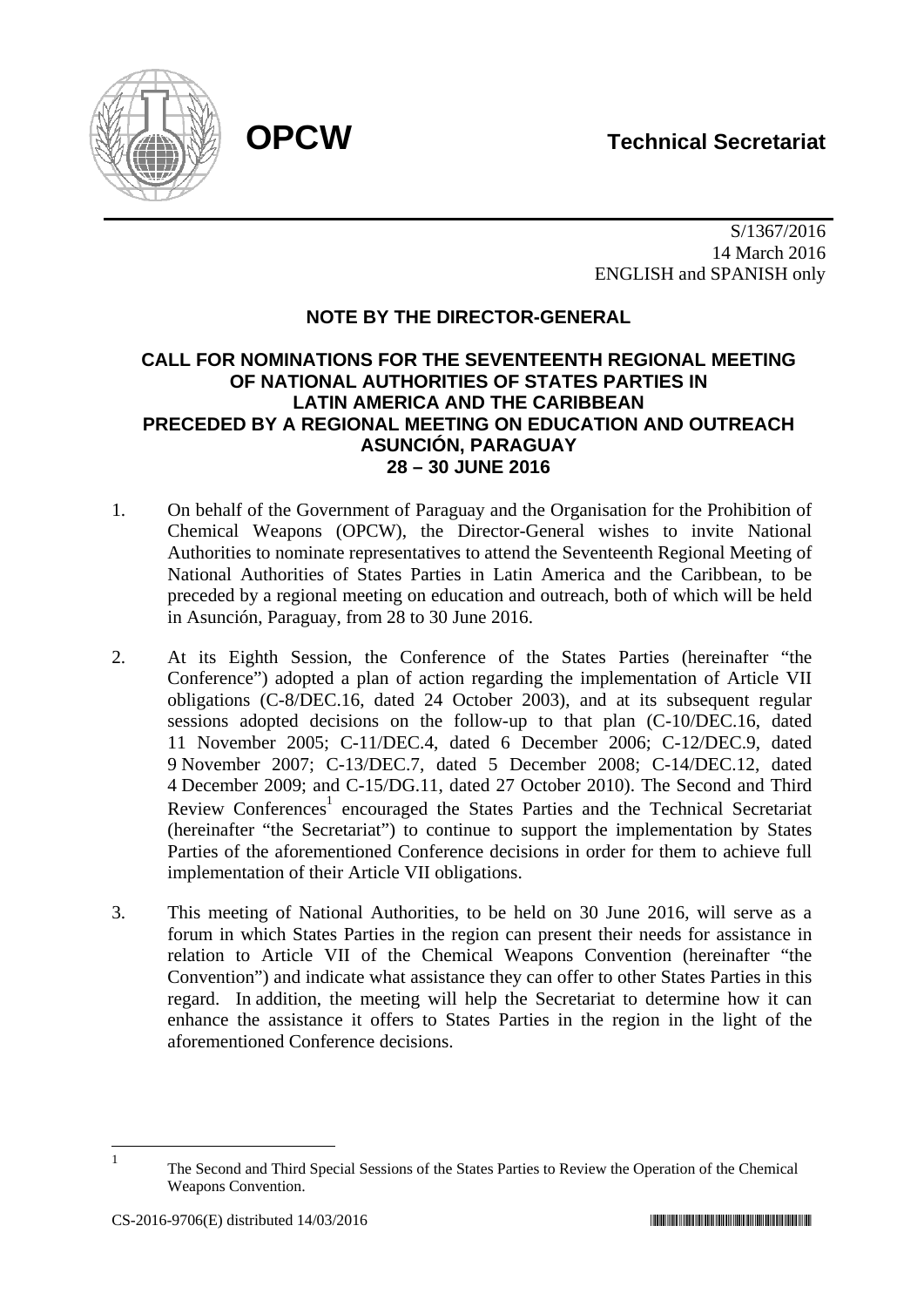**OPCW** **Technical Secretariat**

S/1367/2016
14 March 2016
ENGLISH and SPANISH only

## NOTE BY THE DIRECTOR-GENERAL

### CALL FOR NOMINATIONS FOR THE SEVENTEENTH REGIONAL MEETING OF NATIONAL AUTHORITIES OF STATES PARTIES IN LATIN AMERICA AND THE CARIBBEAN PRECEDED BY A REGIONAL MEETING ON EDUCATION AND OUTREACH ASUNCIÓN, PARAGUAY 28 – 30 JUNE 2016

1. On behalf of the Government of Paraguay and the Organisation for the Prohibition of Chemical Weapons (OPCW), the Director-General wishes to invite National Authorities to nominate representatives to attend the Seventeenth Regional Meeting of National Authorities of States Parties in Latin America and the Caribbean, to be preceded by a regional meeting on education and outreach, both of which will be held in Asunción, Paraguay, from 28 to 30 June 2016.

2. At its Eighth Session, the Conference of the States Parties (hereinafter "the Conference") adopted a plan of action regarding the implementation of Article VII obligations (C-8/DEC.16, dated 24 October 2003), and at its subsequent regular sessions adopted decisions on the follow-up to that plan (C-10/DEC.16, dated 11 November 2005; C-11/DEC.4, dated 6 December 2006; C-12/DEC.9, dated 9 November 2007; C-13/DEC.7, dated 5 December 2008; C-14/DEC.12, dated 4 December 2009; and C-15/DG.11, dated 27 October 2010). The Second and Third Review Conferences[1] encouraged the States Parties and the Technical Secretariat (hereinafter "the Secretariat") to continue to support the implementation by States Parties of the aforementioned Conference decisions in order for them to achieve full implementation of their Article VII obligations.

3. This meeting of National Authorities, to be held on 30 June 2016, will serve as a forum in which States Parties in the region can present their needs for assistance in relation to Article VII of the Chemical Weapons Convention (hereinafter "the Convention") and indicate what assistance they can offer to other States Parties in this regard. In addition, the meeting will help the Secretariat to determine how it can enhance the assistance it offers to States Parties in the region in the light of the aforementioned Conference decisions.

---

[1] The Second and Third Special Sessions of the States Parties to Review the Operation of the Chemical Weapons Convention.

CS-2016-9706(E) distributed 14/03/2016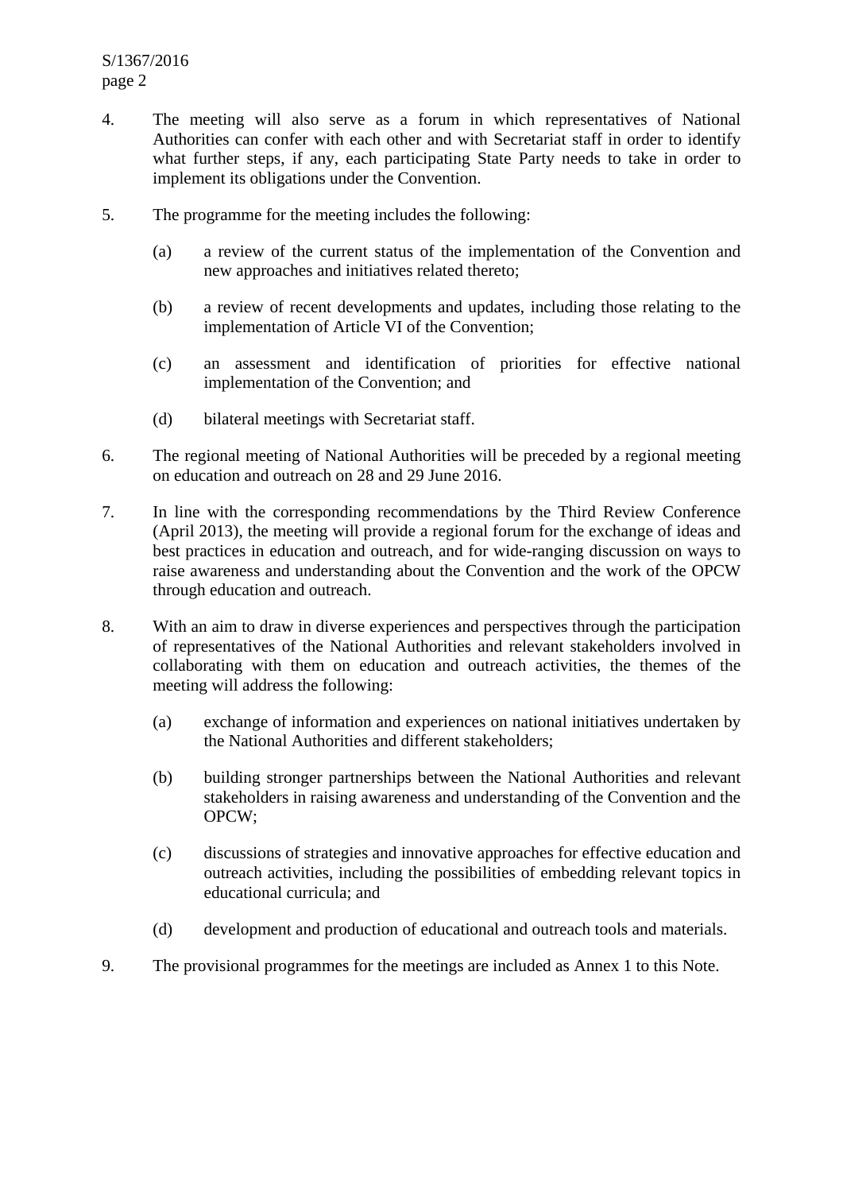4. The meeting will also serve as a forum in which representatives of National Authorities can confer with each other and with Secretariat staff in order to identify what further steps, if any, each participating State Party needs to take in order to implement its obligations under the Convention.

5. The programme for the meeting includes the following:

    (a) a review of the current status of the implementation of the Convention and new approaches and initiatives related thereto;

    (b) a review of recent developments and updates, including those relating to the implementation of Article VI of the Convention;

    (c) an assessment and identification of priorities for effective national implementation of the Convention; and

    (d) bilateral meetings with Secretariat staff.

6. The regional meeting of National Authorities will be preceded by a regional meeting on education and outreach on 28 and 29 June 2016.

7. In line with the corresponding recommendations by the Third Review Conference (April 2013), the meeting will provide a regional forum for the exchange of ideas and best practices in education and outreach, and for wide-ranging discussion on ways to raise awareness and understanding about the Convention and the work of the OPCW through education and outreach.

8. With an aim to draw in diverse experiences and perspectives through the participation of representatives of the National Authorities and relevant stakeholders involved in collaborating with them on education and outreach activities, the themes of the meeting will address the following:

    (a) exchange of information and experiences on national initiatives undertaken by the National Authorities and different stakeholders;

    (b) building stronger partnerships between the National Authorities and relevant stakeholders in raising awareness and understanding of the Convention and the OPCW;

    (c) discussions of strategies and innovative approaches for effective education and outreach activities, including the possibilities of embedding relevant topics in educational curricula; and

    (d) development and production of educational and outreach tools and materials.

9. The provisional programmes for the meetings are included as Annex 1 to this Note.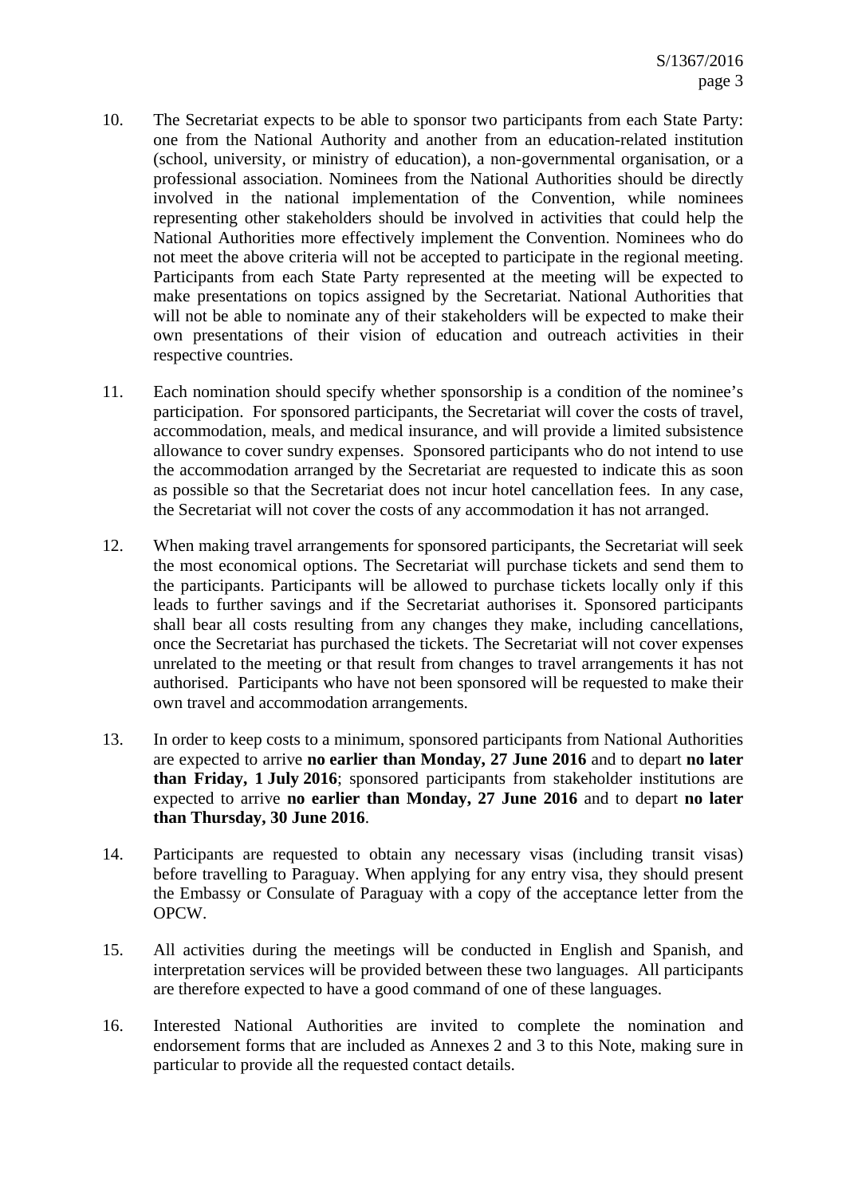10. The Secretariat expects to be able to sponsor two participants from each State Party: one from the National Authority and another from an education-related institution (school, university, or ministry of education), a non-governmental organisation, or a professional association. Nominees from the National Authorities should be directly involved in the national implementation of the Convention, while nominees representing other stakeholders should be involved in activities that could help the National Authorities more effectively implement the Convention. Nominees who do not meet the above criteria will not be accepted to participate in the regional meeting. Participants from each State Party represented at the meeting will be expected to make presentations on topics assigned by the Secretariat. National Authorities that will not be able to nominate any of their stakeholders will be expected to make their own presentations of their vision of education and outreach activities in their respective countries.

11. Each nomination should specify whether sponsorship is a condition of the nominee's participation. For sponsored participants, the Secretariat will cover the costs of travel, accommodation, meals, and medical insurance, and will provide a limited subsistence allowance to cover sundry expenses. Sponsored participants who do not intend to use the accommodation arranged by the Secretariat are requested to indicate this as soon as possible so that the Secretariat does not incur hotel cancellation fees. In any case, the Secretariat will not cover the costs of any accommodation it has not arranged.

12. When making travel arrangements for sponsored participants, the Secretariat will seek the most economical options. The Secretariat will purchase tickets and send them to the participants. Participants will be allowed to purchase tickets locally only if this leads to further savings and if the Secretariat authorises it. Sponsored participants shall bear all costs resulting from any changes they make, including cancellations, once the Secretariat has purchased the tickets. The Secretariat will not cover expenses unrelated to the meeting or that result from changes to travel arrangements it has not authorised. Participants who have not been sponsored will be requested to make their own travel and accommodation arrangements.

13. In order to keep costs to a minimum, sponsored participants from National Authorities are expected to arrive **no earlier than Monday, 27 June 2016** and to depart **no later than Friday, 1 July 2016**; sponsored participants from stakeholder institutions are expected to arrive **no earlier than Monday, 27 June 2016** and to depart **no later than Thursday, 30 June 2016**.

14. Participants are requested to obtain any necessary visas (including transit visas) before travelling to Paraguay. When applying for any entry visa, they should present the Embassy or Consulate of Paraguay with a copy of the acceptance letter from the OPCW.

15. All activities during the meetings will be conducted in English and Spanish, and interpretation services will be provided between these two languages. All participants are therefore expected to have a good command of one of these languages.

16. Interested National Authorities are invited to complete the nomination and endorsement forms that are included as Annexes 2 and 3 to this Note, making sure in particular to provide all the requested contact details.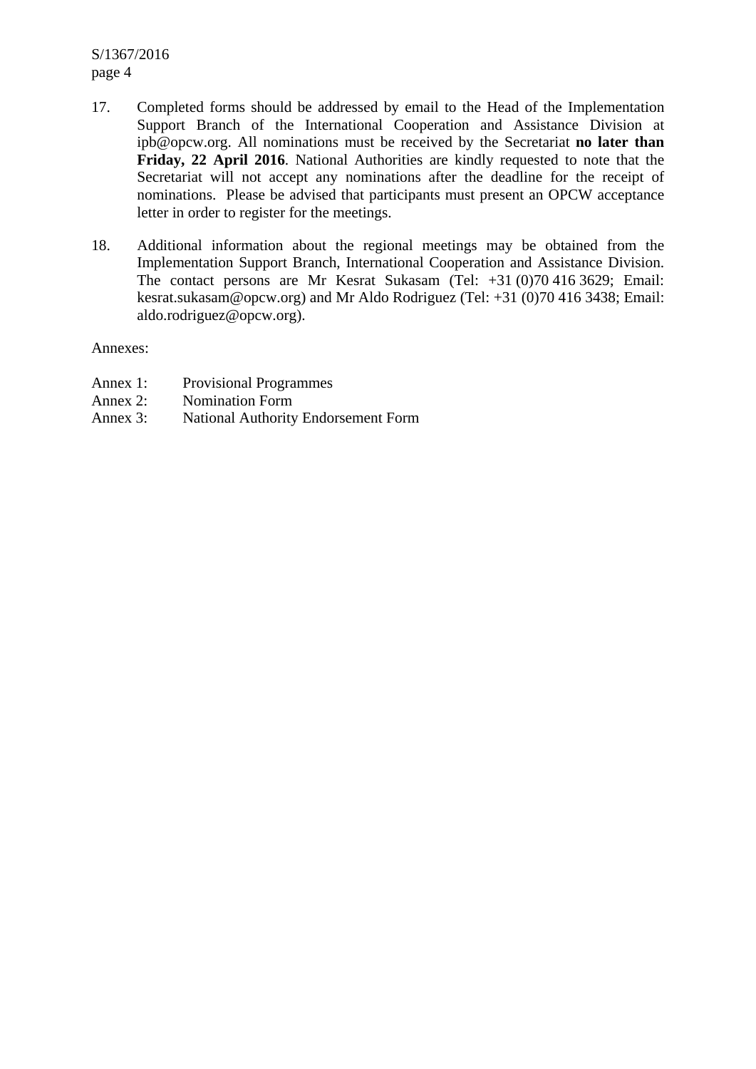17. Completed forms should be addressed by email to the Head of the Implementation Support Branch of the International Cooperation and Assistance Division at ipb@opcw.org. All nominations must be received by the Secretariat **no later than Friday, 22 April 2016**. National Authorities are kindly requested to note that the Secretariat will not accept any nominations after the deadline for the receipt of nominations. Please be advised that participants must present an OPCW acceptance letter in order to register for the meetings.

18. Additional information about the regional meetings may be obtained from the Implementation Support Branch, International Cooperation and Assistance Division. The contact persons are Mr Kesrat Sukasam (Tel: +31 (0)70 416 3629; Email: kesrat.sukasam@opcw.org) and Mr Aldo Rodriguez (Tel: +31 (0)70 416 3438; Email: aldo.rodriguez@opcw.org).

Annexes:

Annex 1: Provisional Programmes
Annex 2: Nomination Form
Annex 3: National Authority Endorsement Form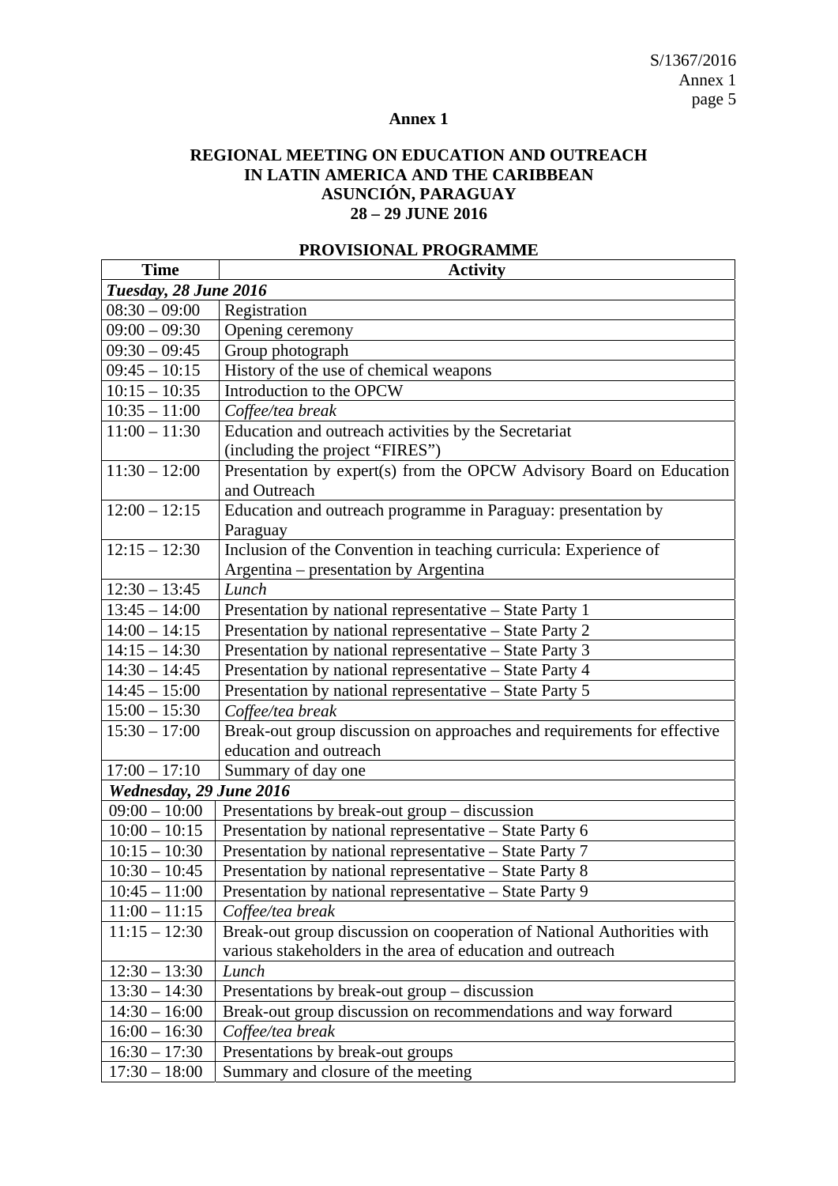**Annex 1**

**REGIONAL MEETING ON EDUCATION AND OUTREACH IN LATIN AMERICA AND THE CARIBBEAN ASUNCIÓN, PARAGUAY 28 – 29 JUNE 2016**

**PROVISIONAL PROGRAMME**

| Time | Activity |
|---|---|
| ***Tuesday, 28 June 2016*** | |
| 08:30 – 09:00 | Registration |
| 09:00 – 09:30 | Opening ceremony |
| 09:30 – 09:45 | Group photograph |
| 09:45 – 10:15 | History of the use of chemical weapons |
| 10:15 – 10:35 | Introduction to the OPCW |
| 10:35 – 11:00 | *Coffee/tea break* |
| 11:00 – 11:30 | Education and outreach activities by the Secretariat (including the project "FIRES") |
| 11:30 – 12:00 | Presentation by expert(s) from the OPCW Advisory Board on Education and Outreach |
| 12:00 – 12:15 | Education and outreach programme in Paraguay: presentation by Paraguay |
| 12:15 – 12:30 | Inclusion of the Convention in teaching curricula: Experience of Argentina – presentation by Argentina |
| 12:30 – 13:45 | *Lunch* |
| 13:45 – 14:00 | Presentation by national representative – State Party 1 |
| 14:00 – 14:15 | Presentation by national representative – State Party 2 |
| 14:15 – 14:30 | Presentation by national representative – State Party 3 |
| 14:30 – 14:45 | Presentation by national representative – State Party 4 |
| 14:45 – 15:00 | Presentation by national representative – State Party 5 |
| 15:00 – 15:30 | *Coffee/tea break* |
| 15:30 – 17:00 | Break-out group discussion on approaches and requirements for effective education and outreach |
| 17:00 – 17:10 | Summary of day one |
| ***Wednesday, 29 June 2016*** | |
| 09:00 – 10:00 | Presentations by break-out group – discussion |
| 10:00 – 10:15 | Presentation by national representative – State Party 6 |
| 10:15 – 10:30 | Presentation by national representative – State Party 7 |
| 10:30 – 10:45 | Presentation by national representative – State Party 8 |
| 10:45 – 11:00 | Presentation by national representative – State Party 9 |
| 11:00 – 11:15 | *Coffee/tea break* |
| 11:15 – 12:30 | Break-out group discussion on cooperation of National Authorities with various stakeholders in the area of education and outreach |
| 12:30 – 13:30 | *Lunch* |
| 13:30 – 14:30 | Presentations by break-out group – discussion |
| 14:30 – 16:00 | Break-out group discussion on recommendations and way forward |
| 16:00 – 16:30 | *Coffee/tea break* |
| 16:30 – 17:30 | Presentations by break-out groups |
| 17:30 – 18:00 | Summary and closure of the meeting |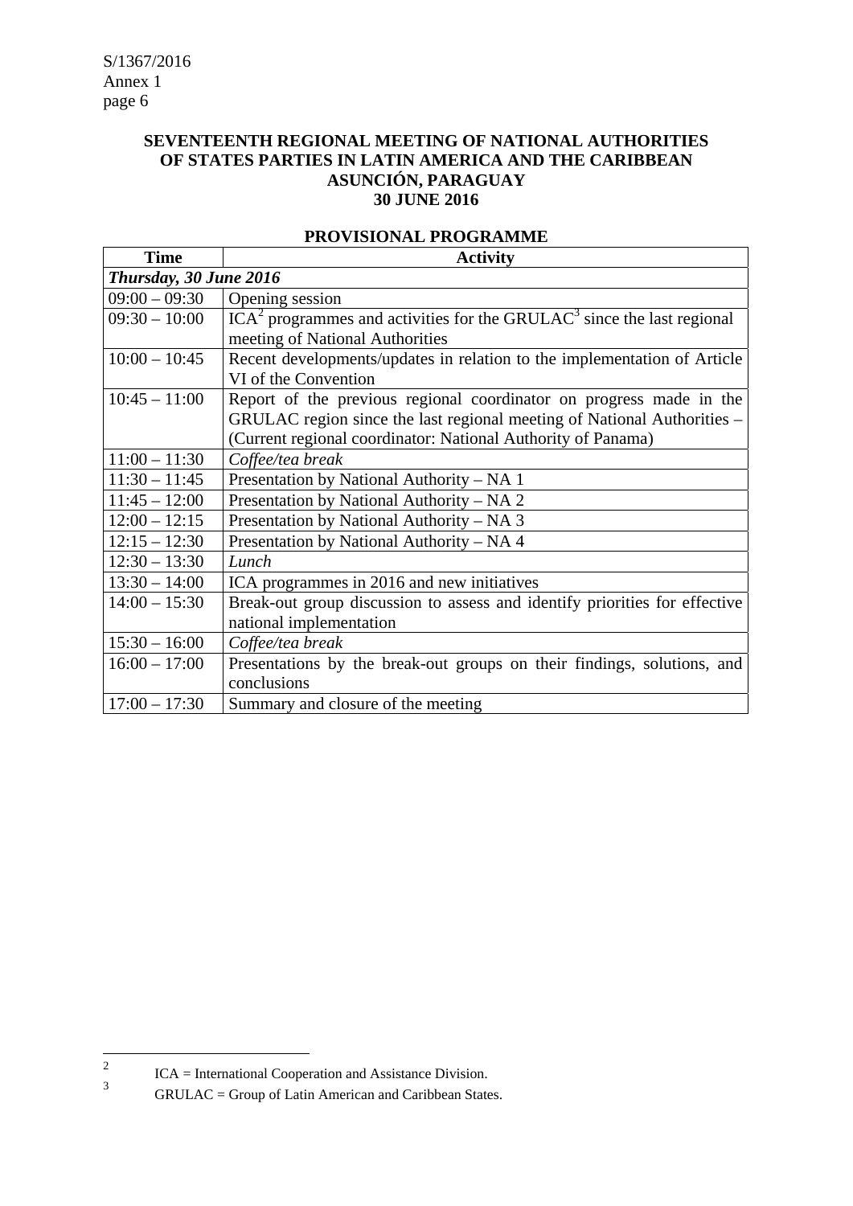**SEVENTEENTH REGIONAL MEETING OF NATIONAL AUTHORITIES OF STATES PARTIES IN LATIN AMERICA AND THE CARIBBEAN ASUNCIÓN, PARAGUAY 30 JUNE 2016**

**PROVISIONAL PROGRAMME**

| Time | Activity |
|---|---|
| ***Thursday, 30 June 2016*** | |
| 09:00 – 09:30 | Opening session |
| 09:30 – 10:00 | ICA[2] programmes and activities for the GRULAC[3] since the last regional meeting of National Authorities |
| 10:00 – 10:45 | Recent developments/updates in relation to the implementation of Article VI of the Convention |
| 10:45 – 11:00 | Report of the previous regional coordinator on progress made in the GRULAC region since the last regional meeting of National Authorities – (Current regional coordinator: National Authority of Panama) |
| 11:00 – 11:30 | *Coffee/tea break* |
| 11:30 – 11:45 | Presentation by National Authority – NA 1 |
| 11:45 – 12:00 | Presentation by National Authority – NA 2 |
| 12:00 – 12:15 | Presentation by National Authority – NA 3 |
| 12:15 – 12:30 | Presentation by National Authority – NA 4 |
| 12:30 – 13:30 | *Lunch* |
| 13:30 – 14:00 | ICA programmes in 2016 and new initiatives |
| 14:00 – 15:30 | Break-out group discussion to assess and identify priorities for effective national implementation |
| 15:30 – 16:00 | *Coffee/tea break* |
| 16:00 – 17:00 | Presentations by the break-out groups on their findings, solutions, and conclusions |
| 17:00 – 17:30 | Summary and closure of the meeting |

---

[2] ICA = International Cooperation and Assistance Division.

[3] GRULAC = Group of Latin American and Caribbean States.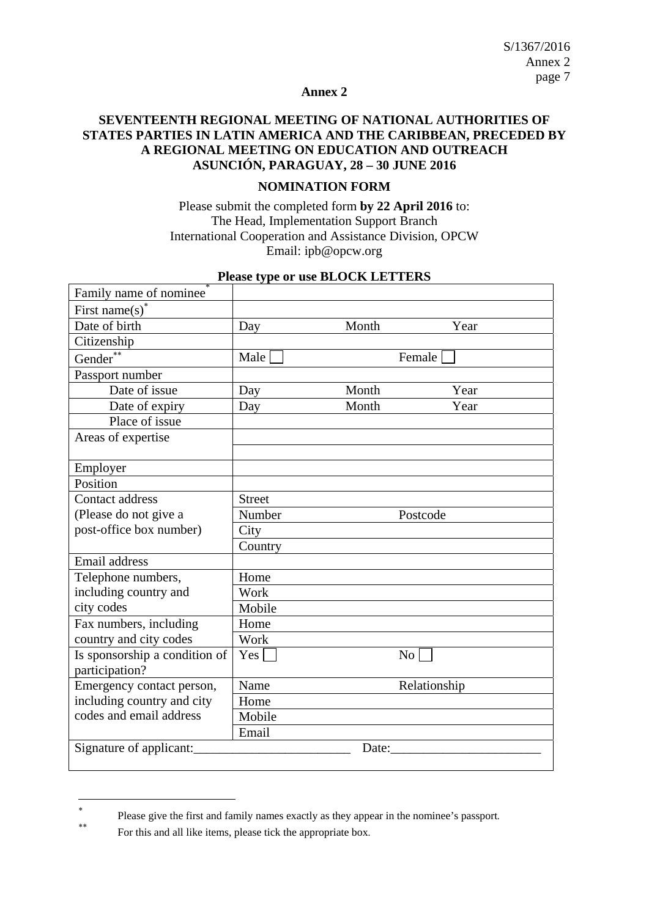**Annex 2**

**SEVENTEENTH REGIONAL MEETING OF NATIONAL AUTHORITIES OF STATES PARTIES IN LATIN AMERICA AND THE CARIBBEAN, PRECEDED BY A REGIONAL MEETING ON EDUCATION AND OUTREACH**
**ASUNCIÓN, PARAGUAY, 28 – 30 JUNE 2016**

**NOMINATION FORM**

Please submit the completed form **by 22 April 2016** to:
The Head, Implementation Support Branch
International Cooperation and Assistance Division, OPCW
Email: ipb@opcw.org

**Please type or use BLOCK LETTERS**

| | | | |
|---|---|---|---|
| Family name of nominee* | | | |
| First name(s)* | | | |
| Date of birth | Day | Month | Year |
| Citizenship | | | |
| Gender** | Male ☐ | | Female ☐ |
| Passport number | | | |
| Date of issue | Day | Month | Year |
| Date of expiry | Day | Month | Year |
| Place of issue | | | |
| Areas of expertise | | | |
| | | | |
| Employer | | | |
| Position | | | |
| Contact address (Please do not give a post-office box number) | Street | | |
| | Number | | Postcode |
| | City | | |
| | Country | | |
| Email address | | | |
| Telephone numbers, including country and city codes | Home | | |
| | Work | | |
| | Mobile | | |
| Fax numbers, including country and city codes | Home | | |
| | Work | | |
| Is sponsorship a condition of participation? | Yes ☐ | | No ☐ |
| Emergency contact person, including country and city codes and email address | Name | | Relationship |
| | Home | | |
| | Mobile | | |
| | Email | | |
| Signature of applicant:________________________ | Date:_______________________ | | |

---

\* Please give the first and family names exactly as they appear in the nominee's passport.

\** For this and all like items, please tick the appropriate box.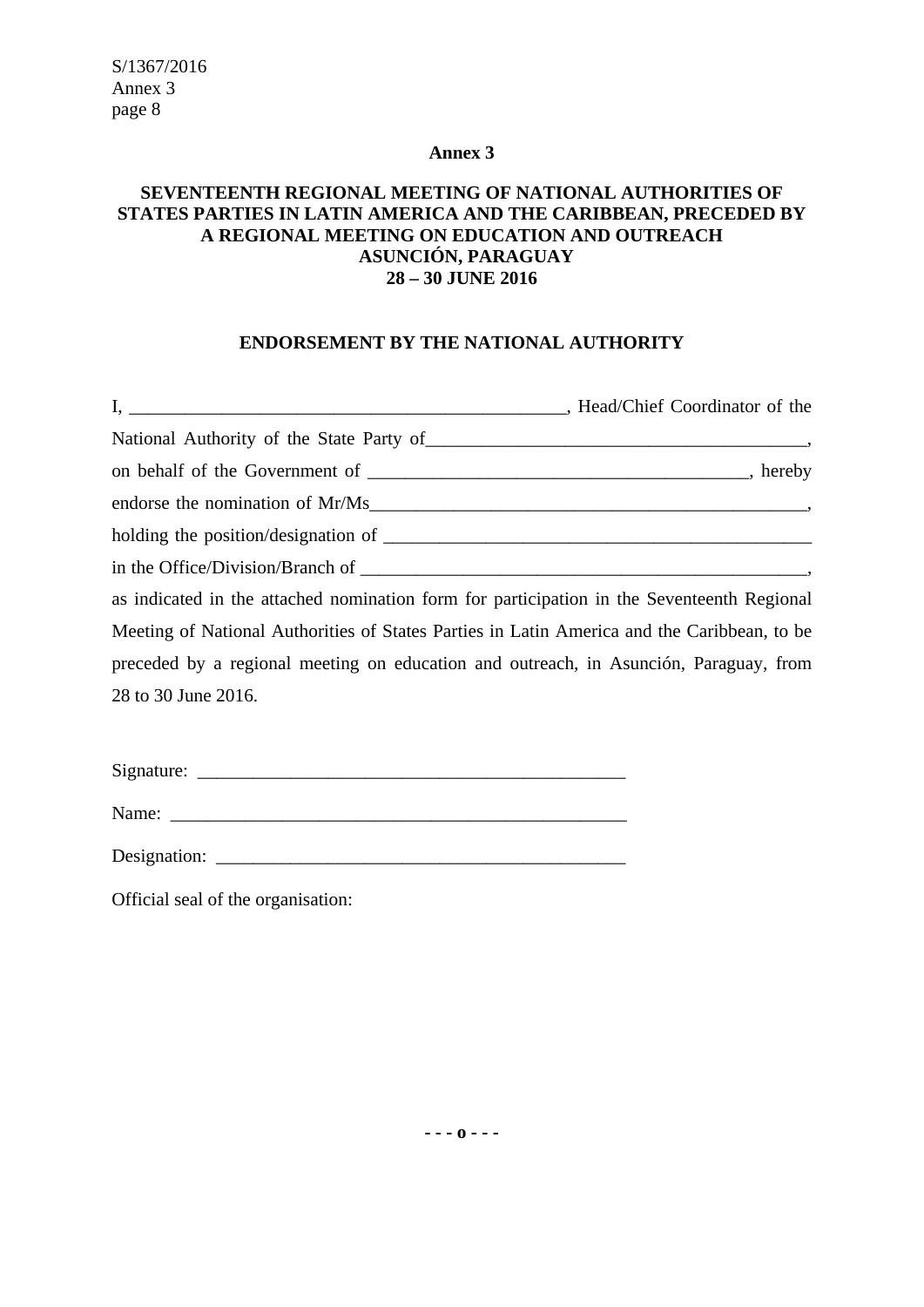**Annex 3**

**SEVENTEENTH REGIONAL MEETING OF NATIONAL AUTHORITIES OF STATES PARTIES IN LATIN AMERICA AND THE CARIBBEAN, PRECEDED BY A REGIONAL MEETING ON EDUCATION AND OUTREACH**
**ASUNCIÓN, PARAGUAY**
**28 – 30 JUNE 2016**

**ENDORSEMENT BY THE NATIONAL AUTHORITY**

I, ________________________________________________, Head/Chief Coordinator of the National Authority of the State Party of________________________________________, on behalf of the Government of _________________________________________, hereby endorse the nomination of Mr/Ms______________________________________________, holding the position/designation of ______________________________________________ in the Office/Division/Branch of _________________________________________________, as indicated in the attached nomination form for participation in the Seventeenth Regional Meeting of National Authorities of States Parties in Latin America and the Caribbean, to be preceded by a regional meeting on education and outreach, in Asunción, Paraguay, from 28 to 30 June 2016.

Signature: _______________________________________________

Name: ___________________________________________________

Designation: ____________________________________________

Official seal of the organisation:

**- - - o - - -**